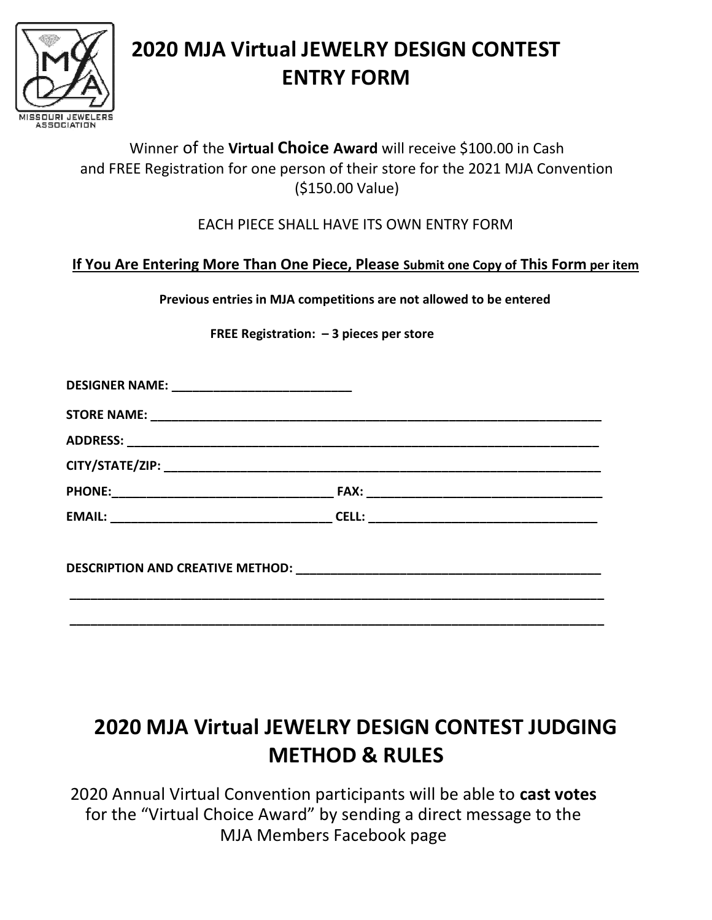MISSOURI JEWELERS ASSOCIATION

# 2020 MJA Virtual JEWELRY DESIGN CONTEST ENTRY FORM

Winner of the **Virtual Choice Award** will receive $100.00 in Cash and FREE Registration for one person of their store for the 2021 MJA Convention ($150.00 Value)

EACH PIECE SHALL HAVE ITS OWN ENTRY FORM

**If You Are Entering More Than One Piece, Please Submit one Copy of This Form per item**

**Previous entries in MJA competitions are not allowed to be entered**

**FREE Registration: – 3 pieces per store**

**DESIGNER NAME:** ___________________________

**STORE NAME:** ______________________________________________________________________

**ADDRESS:** _________________________________________________________________________

**CITY/STATE/ZIP:** ____________________________________________________________________

**PHONE:**________________________________ **FAX:** __________________________________

**EMAIL:** ________________________________ **CELL:** _________________________________

**DESCRIPTION AND CREATIVE METHOD:** _______________________________________________

_________________________________________________________________________________

_________________________________________________________________________________

# 2020 MJA Virtual JEWELRY DESIGN CONTEST JUDGING METHOD & RULES

2020 Annual Virtual Convention participants will be able to **cast votes** for the "Virtual Choice Award" by sending a direct message to the MJA Members Facebook page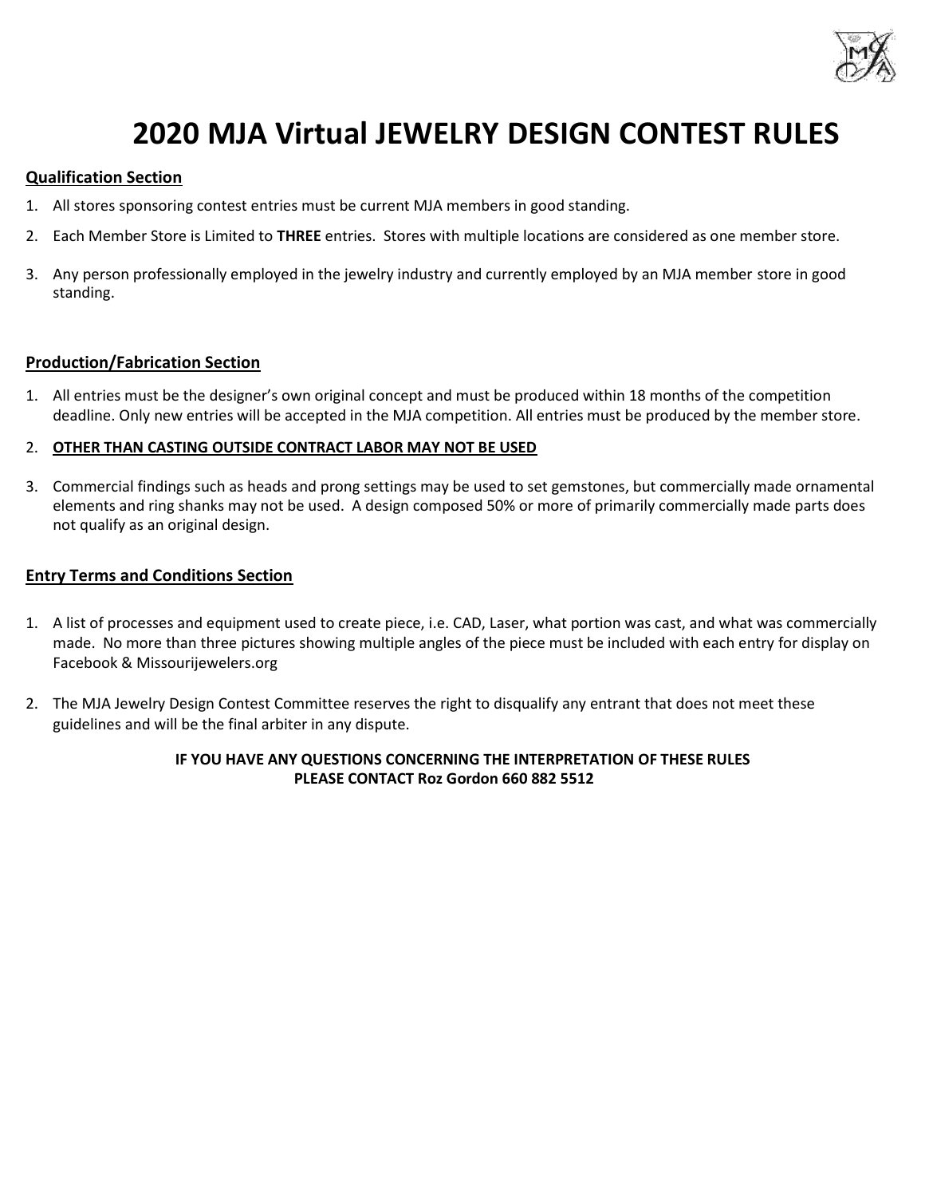# 2020 MJA Virtual JEWELRY DESIGN CONTEST RULES

## Qualification Section

1. All stores sponsoring contest entries must be current MJA members in good standing.
2. Each Member Store is Limited to **THREE** entries. Stores with multiple locations are considered as one member store.
3. Any person professionally employed in the jewelry industry and currently employed by an MJA member store in good standing.

## Production/Fabrication Section

1. All entries must be the designer's own original concept and must be produced within 18 months of the competition deadline. Only new entries will be accepted in the MJA competition. All entries must be produced by the member store.
2. **OTHER THAN CASTING OUTSIDE CONTRACT LABOR MAY NOT BE USED**
3. Commercial findings such as heads and prong settings may be used to set gemstones, but commercially made ornamental elements and ring shanks may not be used. A design composed 50% or more of primarily commercially made parts does not qualify as an original design.

## Entry Terms and Conditions Section

1. A list of processes and equipment used to create piece, i.e. CAD, Laser, what portion was cast, and what was commercially made. No more than three pictures showing multiple angles of the piece must be included with each entry for display on Facebook & Missourijewelers.org
2. The MJA Jewelry Design Contest Committee reserves the right to disqualify any entrant that does not meet these guidelines and will be the final arbiter in any dispute.

**IF YOU HAVE ANY QUESTIONS CONCERNING THE INTERPRETATION OF THESE RULES PLEASE CONTACT Roz Gordon 660 882 5512**